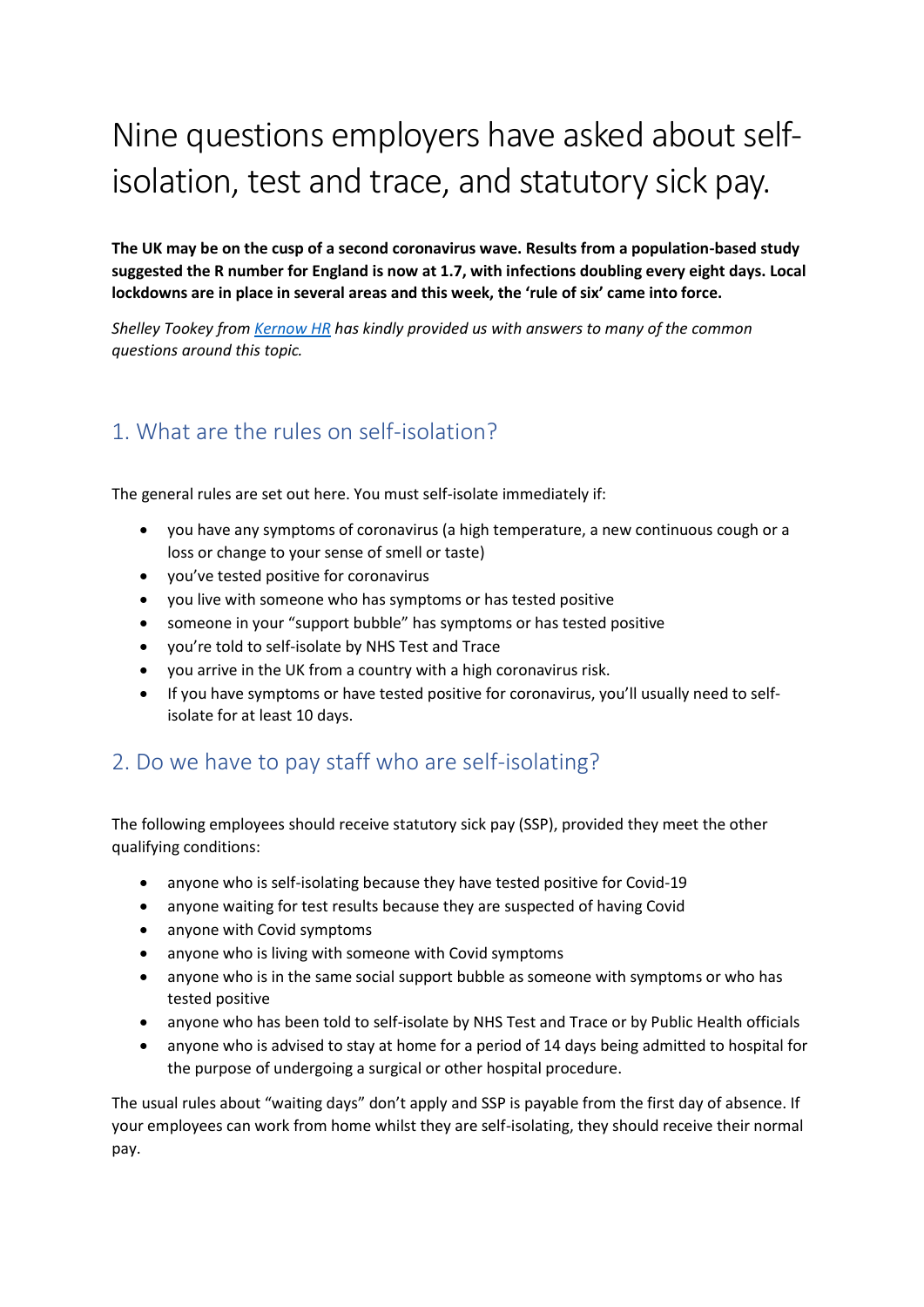# Nine questions employers have asked about self-isolation, test and trace, and statutory sick pay.

**The UK may be on the cusp of a second coronavirus wave. Results from a population-based study suggested the R number for England is now at 1.7, with infections doubling every eight days. Local lockdowns are in place in several areas and this week, the 'rule of six' came into force.**

*Shelley Tookey from Kernow HR has kindly provided us with answers to many of the common questions around this topic.*

## 1. What are the rules on self-isolation?

The general rules are set out here. You must self-isolate immediately if:

- you have any symptoms of coronavirus (a high temperature, a new continuous cough or a loss or change to your sense of smell or taste)
- you've tested positive for coronavirus
- you live with someone who has symptoms or has tested positive
- someone in your "support bubble" has symptoms or has tested positive
- you're told to self-isolate by NHS Test and Trace
- you arrive in the UK from a country with a high coronavirus risk.
- If you have symptoms or have tested positive for coronavirus, you'll usually need to self-isolate for at least 10 days.

## 2. Do we have to pay staff who are self-isolating?

The following employees should receive statutory sick pay (SSP), provided they meet the other qualifying conditions:

- anyone who is self-isolating because they have tested positive for Covid-19
- anyone waiting for test results because they are suspected of having Covid
- anyone with Covid symptoms
- anyone who is living with someone with Covid symptoms
- anyone who is in the same social support bubble as someone with symptoms or who has tested positive
- anyone who has been told to self-isolate by NHS Test and Trace or by Public Health officials
- anyone who is advised to stay at home for a period of 14 days being admitted to hospital for the purpose of undergoing a surgical or other hospital procedure.

The usual rules about "waiting days" don't apply and SSP is payable from the first day of absence. If your employees can work from home whilst they are self-isolating, they should receive their normal pay.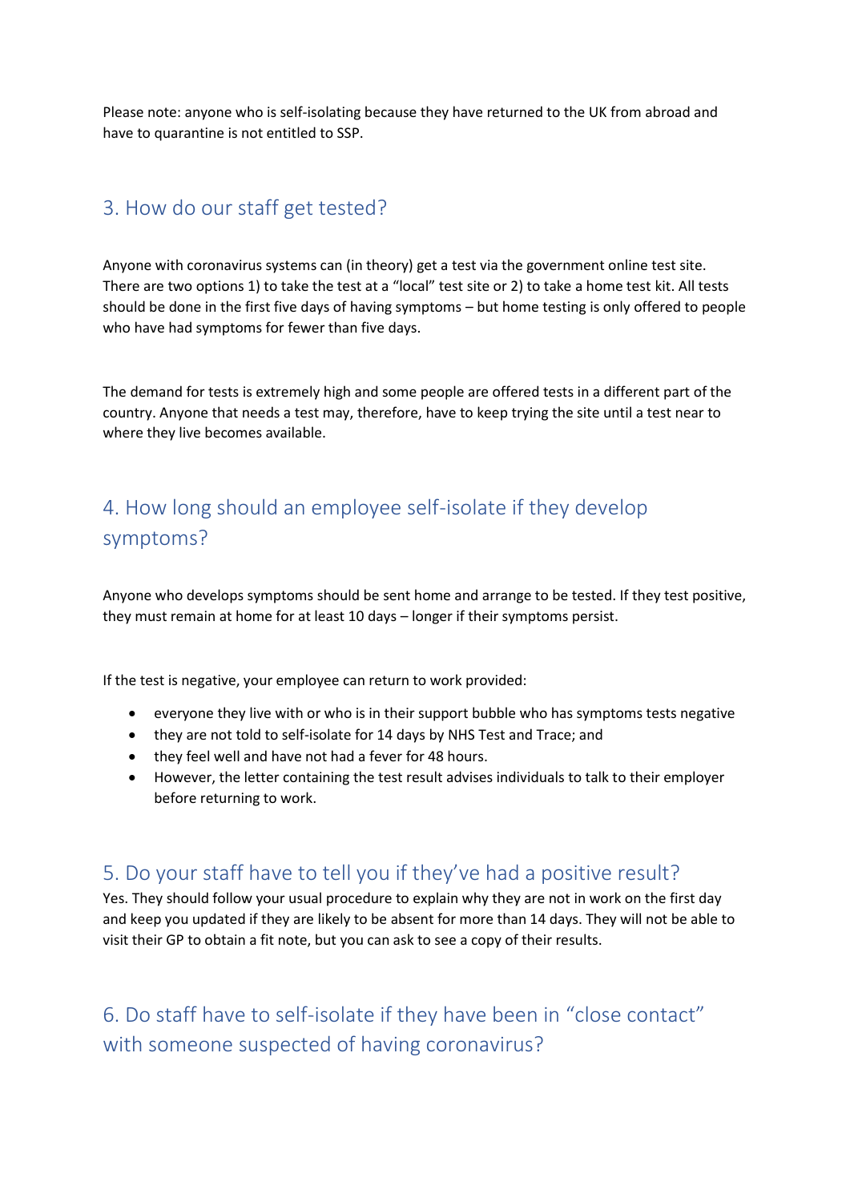Please note: anyone who is self-isolating because they have returned to the UK from abroad and have to quarantine is not entitled to SSP.

## 3. How do our staff get tested?

Anyone with coronavirus systems can (in theory) get a test via the government online test site. There are two options 1) to take the test at a "local" test site or 2) to take a home test kit. All tests should be done in the first five days of having symptoms – but home testing is only offered to people who have had symptoms for fewer than five days.

The demand for tests is extremely high and some people are offered tests in a different part of the country. Anyone that needs a test may, therefore, have to keep trying the site until a test near to where they live becomes available.

## 4. How long should an employee self-isolate if they develop symptoms?

Anyone who develops symptoms should be sent home and arrange to be tested. If they test positive, they must remain at home for at least 10 days – longer if their symptoms persist.

If the test is negative, your employee can return to work provided:

- everyone they live with or who is in their support bubble who has symptoms tests negative
- they are not told to self-isolate for 14 days by NHS Test and Trace; and
- they feel well and have not had a fever for 48 hours.
- However, the letter containing the test result advises individuals to talk to their employer before returning to work.

## 5. Do your staff have to tell you if they've had a positive result?

Yes. They should follow your usual procedure to explain why they are not in work on the first day and keep you updated if they are likely to be absent for more than 14 days. They will not be able to visit their GP to obtain a fit note, but you can ask to see a copy of their results.

## 6. Do staff have to self-isolate if they have been in "close contact" with someone suspected of having coronavirus?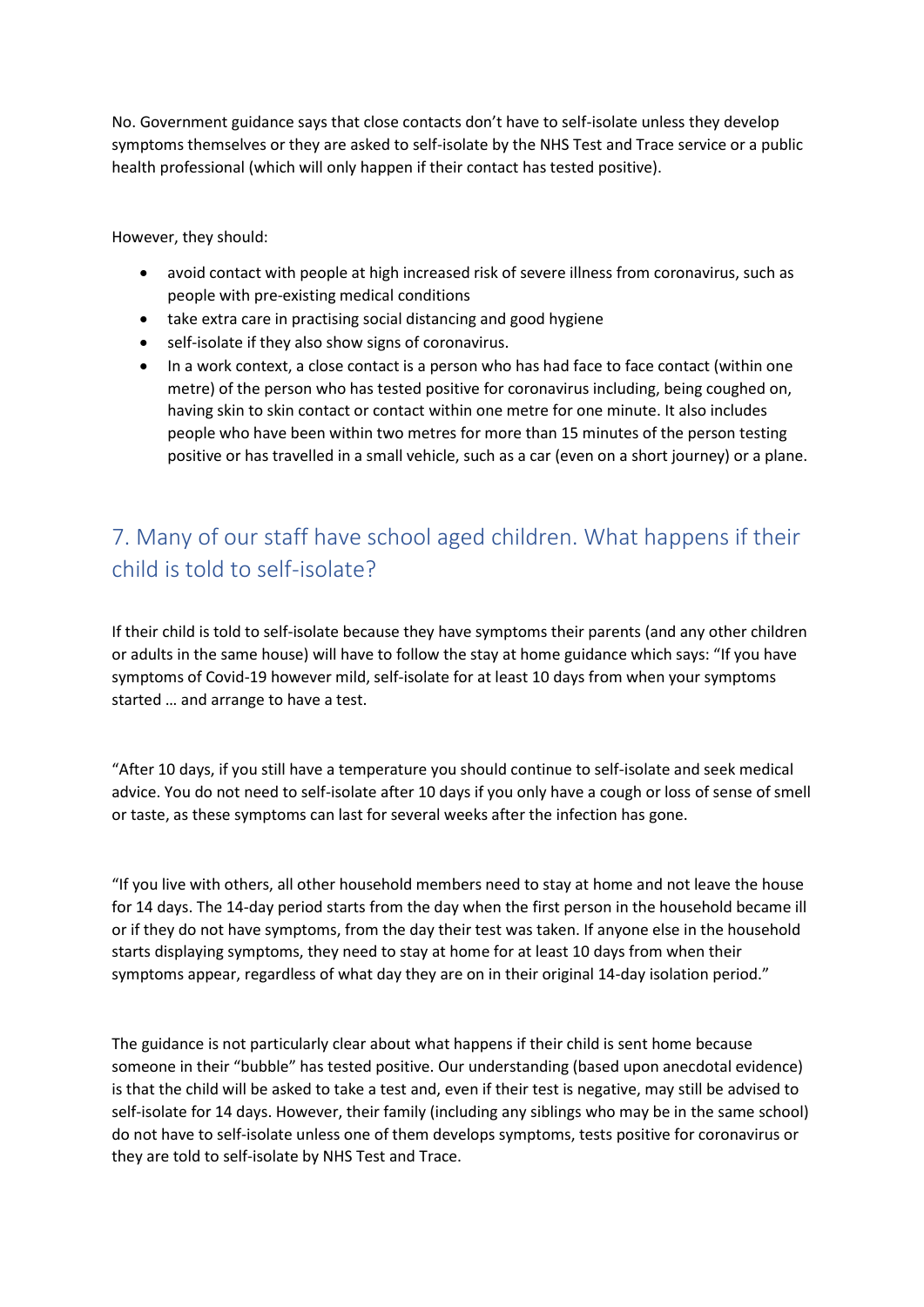No. Government guidance says that close contacts don't have to self-isolate unless they develop symptoms themselves or they are asked to self-isolate by the NHS Test and Trace service or a public health professional (which will only happen if their contact has tested positive).

However, they should:

- avoid contact with people at high increased risk of severe illness from coronavirus, such as people with pre-existing medical conditions
- take extra care in practising social distancing and good hygiene
- self-isolate if they also show signs of coronavirus.
- In a work context, a close contact is a person who has had face to face contact (within one metre) of the person who has tested positive for coronavirus including, being coughed on, having skin to skin contact or contact within one metre for one minute. It also includes people who have been within two metres for more than 15 minutes of the person testing positive or has travelled in a small vehicle, such as a car (even on a short journey) or a plane.

## 7. Many of our staff have school aged children. What happens if their child is told to self-isolate?

If their child is told to self-isolate because they have symptoms their parents (and any other children or adults in the same house) will have to follow the stay at home guidance which says: "If you have symptoms of Covid-19 however mild, self-isolate for at least 10 days from when your symptoms started … and arrange to have a test.

"After 10 days, if you still have a temperature you should continue to self-isolate and seek medical advice. You do not need to self-isolate after 10 days if you only have a cough or loss of sense of smell or taste, as these symptoms can last for several weeks after the infection has gone.

"If you live with others, all other household members need to stay at home and not leave the house for 14 days. The 14-day period starts from the day when the first person in the household became ill or if they do not have symptoms, from the day their test was taken. If anyone else in the household starts displaying symptoms, they need to stay at home for at least 10 days from when their symptoms appear, regardless of what day they are on in their original 14-day isolation period."

The guidance is not particularly clear about what happens if their child is sent home because someone in their "bubble" has tested positive. Our understanding (based upon anecdotal evidence) is that the child will be asked to take a test and, even if their test is negative, may still be advised to self-isolate for 14 days. However, their family (including any siblings who may be in the same school) do not have to self-isolate unless one of them develops symptoms, tests positive for coronavirus or they are told to self-isolate by NHS Test and Trace.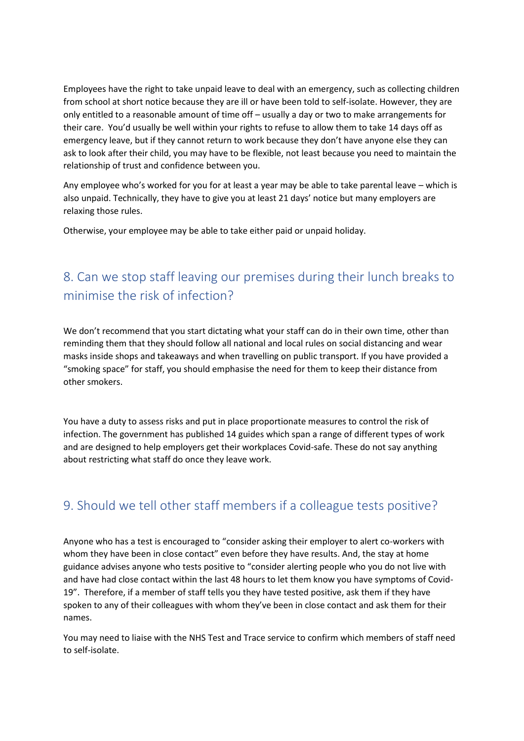Employees have the right to take unpaid leave to deal with an emergency, such as collecting children from school at short notice because they are ill or have been told to self-isolate. However, they are only entitled to a reasonable amount of time off – usually a day or two to make arrangements for their care. You'd usually be well within your rights to refuse to allow them to take 14 days off as emergency leave, but if they cannot return to work because they don't have anyone else they can ask to look after their child, you may have to be flexible, not least because you need to maintain the relationship of trust and confidence between you.

Any employee who's worked for you for at least a year may be able to take parental leave – which is also unpaid. Technically, they have to give you at least 21 days' notice but many employers are relaxing those rules.

Otherwise, your employee may be able to take either paid or unpaid holiday.

## 8. Can we stop staff leaving our premises during their lunch breaks to minimise the risk of infection?

We don't recommend that you start dictating what your staff can do in their own time, other than reminding them that they should follow all national and local rules on social distancing and wear masks inside shops and takeaways and when travelling on public transport. If you have provided a "smoking space" for staff, you should emphasise the need for them to keep their distance from other smokers.

You have a duty to assess risks and put in place proportionate measures to control the risk of infection. The government has published 14 guides which span a range of different types of work and are designed to help employers get their workplaces Covid-safe. These do not say anything about restricting what staff do once they leave work.

## 9. Should we tell other staff members if a colleague tests positive?

Anyone who has a test is encouraged to "consider asking their employer to alert co-workers with whom they have been in close contact" even before they have results. And, the stay at home guidance advises anyone who tests positive to "consider alerting people who you do not live with and have had close contact within the last 48 hours to let them know you have symptoms of Covid-19". Therefore, if a member of staff tells you they have tested positive, ask them if they have spoken to any of their colleagues with whom they've been in close contact and ask them for their names.

You may need to liaise with the NHS Test and Trace service to confirm which members of staff need to self-isolate.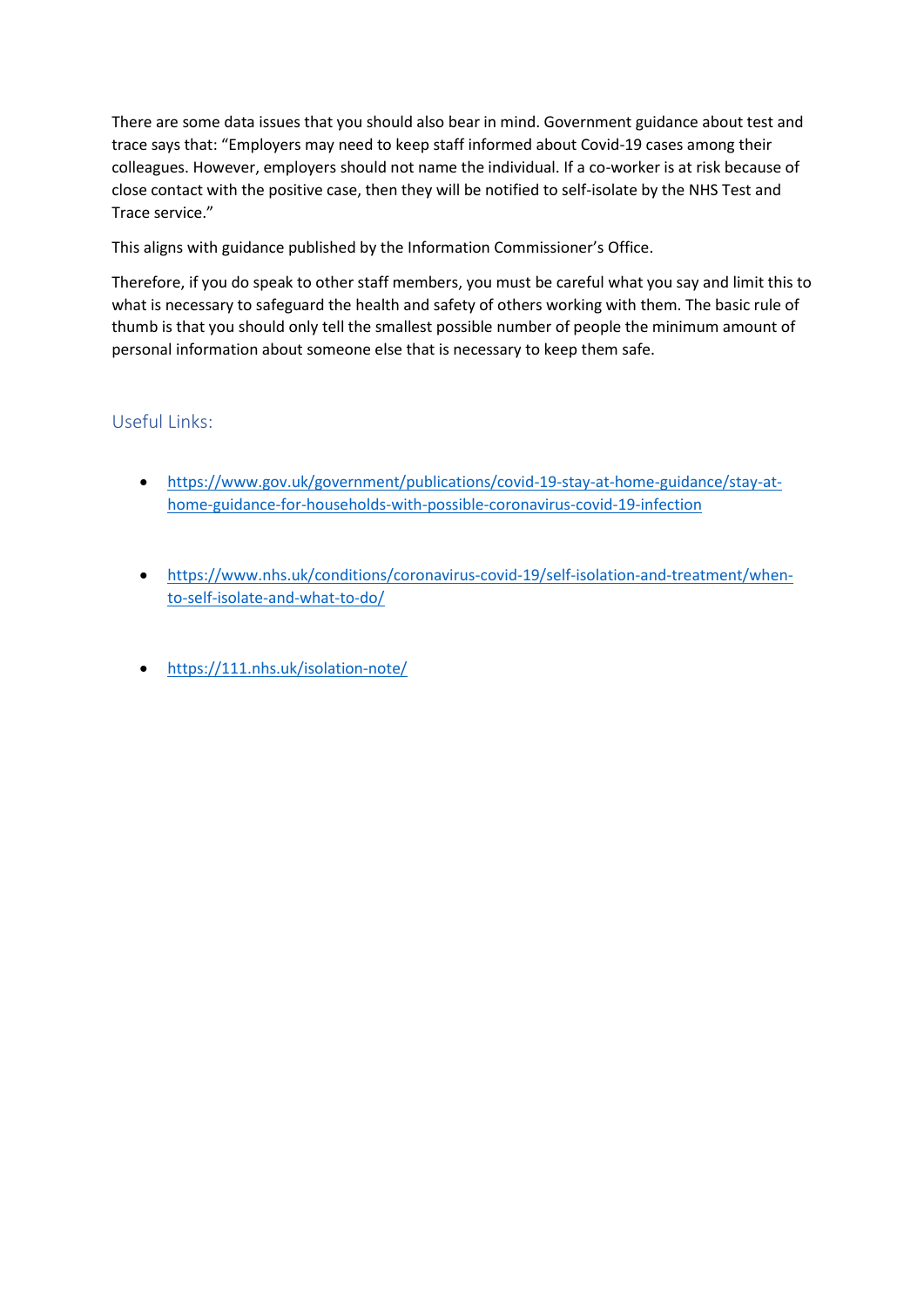There are some data issues that you should also bear in mind. Government guidance about test and trace says that: "Employers may need to keep staff informed about Covid-19 cases among their colleagues. However, employers should not name the individual. If a co-worker is at risk because of close contact with the positive case, then they will be notified to self-isolate by the NHS Test and Trace service."

This aligns with guidance published by the Information Commissioner's Office.

Therefore, if you do speak to other staff members, you must be careful what you say and limit this to what is necessary to safeguard the health and safety of others working with them. The basic rule of thumb is that you should only tell the smallest possible number of people the minimum amount of personal information about someone else that is necessary to keep them safe.

## Useful Links:

- https://www.gov.uk/government/publications/covid-19-stay-at-home-guidance/stay-at-home-guidance-for-households-with-possible-coronavirus-covid-19-infection

- https://www.nhs.uk/conditions/coronavirus-covid-19/self-isolation-and-treatment/when-to-self-isolate-and-what-to-do/

- https://111.nhs.uk/isolation-note/